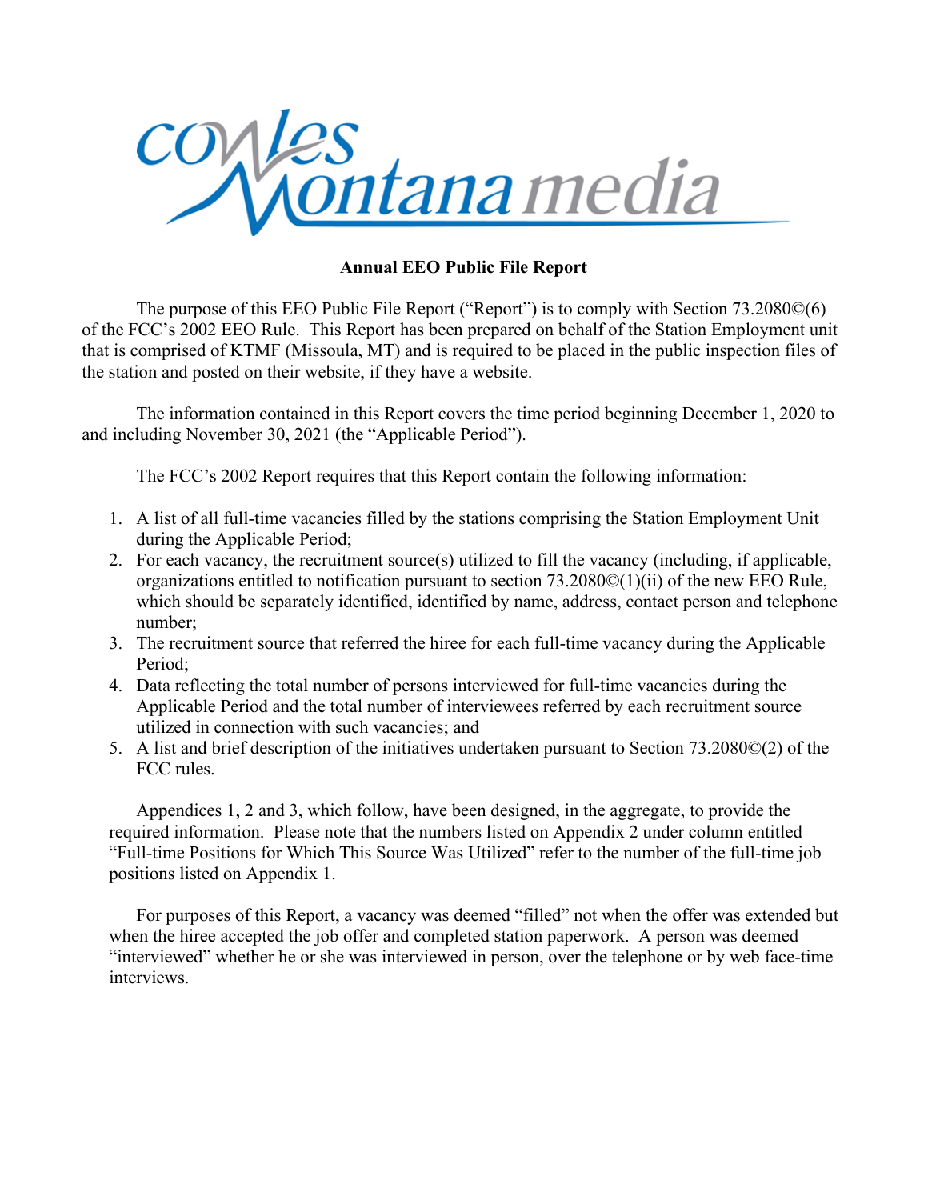Cowles Montana media

**Annual EEO Public File Report**

The purpose of this EEO Public File Report ("Report") is to comply with Section 73.2080©(6) of the FCC's 2002 EEO Rule. This Report has been prepared on behalf of the Station Employment unit that is comprised of KTMF (Missoula, MT) and is required to be placed in the public inspection files of the station and posted on their website, if they have a website.

The information contained in this Report covers the time period beginning December 1, 2020 to and including November 30, 2021 (the "Applicable Period").

The FCC's 2002 Report requires that this Report contain the following information:

1. A list of all full-time vacancies filled by the stations comprising the Station Employment Unit during the Applicable Period;
2. For each vacancy, the recruitment source(s) utilized to fill the vacancy (including, if applicable, organizations entitled to notification pursuant to section 73.2080©(1)(ii) of the new EEO Rule, which should be separately identified, identified by name, address, contact person and telephone number;
3. The recruitment source that referred the hiree for each full-time vacancy during the Applicable Period;
4. Data reflecting the total number of persons interviewed for full-time vacancies during the Applicable Period and the total number of interviewees referred by each recruitment source utilized in connection with such vacancies; and
5. A list and brief description of the initiatives undertaken pursuant to Section 73.2080©(2) of the FCC rules.

Appendices 1, 2 and 3, which follow, have been designed, in the aggregate, to provide the required information. Please note that the numbers listed on Appendix 2 under column entitled "Full-time Positions for Which This Source Was Utilized" refer to the number of the full-time job positions listed on Appendix 1.

For purposes of this Report, a vacancy was deemed "filled" not when the offer was extended but when the hiree accepted the job offer and completed station paperwork. A person was deemed "interviewed" whether he or she was interviewed in person, over the telephone or by web face-time interviews.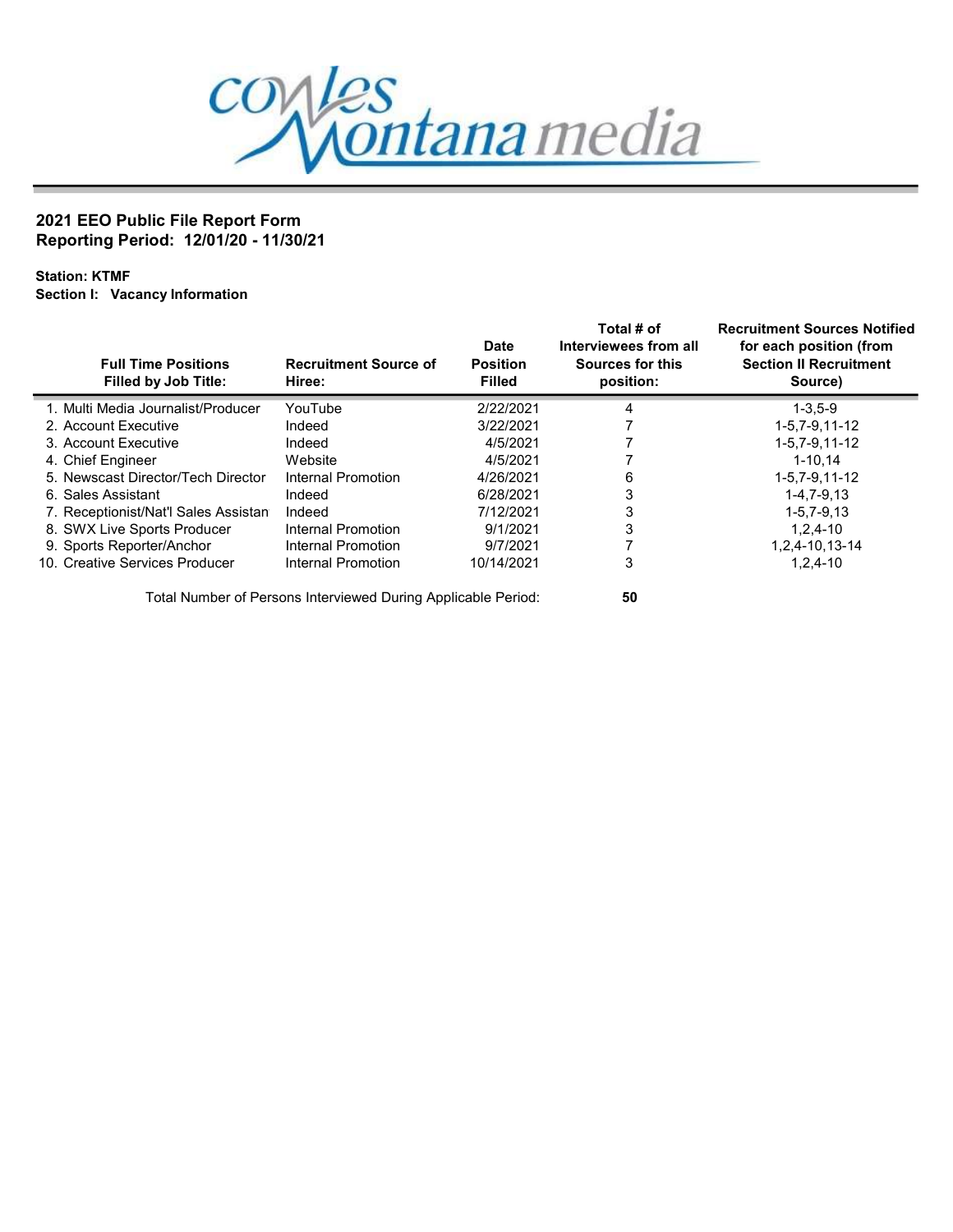**2021 EEO Public File Report Form**
**Reporting Period: 12/01/20 - 11/30/21**

**Station: KTMF**
**Section I: Vacancy Information**

| Full Time Positions Filled by Job Title: | Recruitment Source of Hiree: | Date Position Filled | Total # of Interviewees from all Sources for this position: | Recruitment Sources Notified for each position (from Section II Recruitment Source) |
|---|---|---|---|---|
| 1. Multi Media Journalist/Producer | YouTube | 2/22/2021 | 4 | 1-3,5-9 |
| 2. Account Executive | Indeed | 3/22/2021 | 7 | 1-5,7-9,11-12 |
| 3. Account Executive | Indeed | 4/5/2021 | 7 | 1-5,7-9,11-12 |
| 4. Chief Engineer | Website | 4/5/2021 | 7 | 1-10,14 |
| 5. Newscast Director/Tech Director | Internal Promotion | 4/26/2021 | 6 | 1-5,7-9,11-12 |
| 6. Sales Assistant | Indeed | 6/28/2021 | 3 | 1-4,7-9,13 |
| 7. Receptionist/Nat'l Sales Assistan | Indeed | 7/12/2021 | 3 | 1-5,7-9,13 |
| 8. SWX Live Sports Producer | Internal Promotion | 9/1/2021 | 3 | 1,2,4-10 |
| 9. Sports Reporter/Anchor | Internal Promotion | 9/7/2021 | 7 | 1,2,4-10,13-14 |
| 10. Creative Services Producer | Internal Promotion | 10/14/2021 | 3 | 1,2,4-10 |

Total Number of Persons Interviewed During Applicable Period: **50**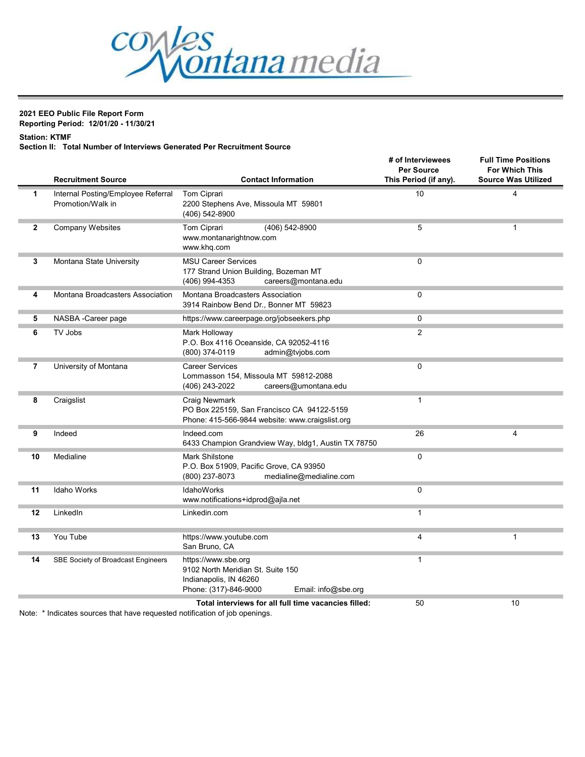**2021 EEO Public File Report Form**
**Reporting Period: 12/01/20 - 11/30/21**

**Station: KTMF**
**Section II: Total Number of Interviews Generated Per Recruitment Source**

| | Recruitment Source | Contact Information | # of Interviewees Per Source This Period (if any). | Full Time Positions For Which This Source Was Utilized |
|---|---|---|---|---|
| 1 | Internal Posting/Employee Referral Promotion/Walk in | Tom Ciprari<br>2200 Stephens Ave, Missoula MT 59801<br>(406) 542-8900 | 10 | 4 |
| 2 | Company Websites | Tom Ciprari (406) 542-8900<br>www.montanarightnow.com<br>www.khq.com | 5 | 1 |
| 3 | Montana State University | MSU Career Services<br>177 Strand Union Building, Bozeman MT<br>(406) 994-4353 careers@montana.edu | 0 | |
| 4 | Montana Broadcasters Association | Montana Broadcasters Association<br>3914 Rainbow Bend Dr., Bonner MT 59823 | 0 | |
| 5 | NASBA -Career page | https://www.careerpage.org/jobseekers.php | 0 | |
| 6 | TV Jobs | Mark Holloway<br>P.O. Box 4116 Oceanside, CA 92052-4116<br>(800) 374-0119 admin@tvjobs.com | 2 | |
| 7 | University of Montana | Career Services<br>Lommasson 154, Missoula MT 59812-2088<br>(406) 243-2022 careers@umontana.edu | 0 | |
| 8 | Craigslist | Craig Newmark<br>PO Box 225159, San Francisco CA 94122-5159<br>Phone: 415-566-9844 website: www.craigslist.org | 1 | |
| 9 | Indeed | Indeed.com<br>6433 Champion Grandview Way, bldg1, Austin TX 78750 | 26 | 4 |
| 10 | Medialine | Mark Shilstone<br>P.O. Box 51909, Pacific Grove, CA 93950<br>(800) 237-8073 medialine@medialine.com | 0 | |
| 11 | Idaho Works | IdahoWorks<br>www.notifications+idprod@ajla.net | 0 | |
| 12 | LinkedIn | Linkedin.com | 1 | |
| 13 | You Tube | https://www.youtube.com<br>San Bruno, CA | 4 | 1 |
| 14 | SBE Society of Broadcast Engineers | https://www.sbe.org<br>9102 North Meridian St. Suite 150<br>Indianapolis, IN 46260<br>Phone: (317)-846-9000 Email: info@sbe.org | 1 | |
| | | **Total interviews for all full time vacancies filled:** | 50 | 10 |

Note: * Indicates sources that have requested notification of job openings.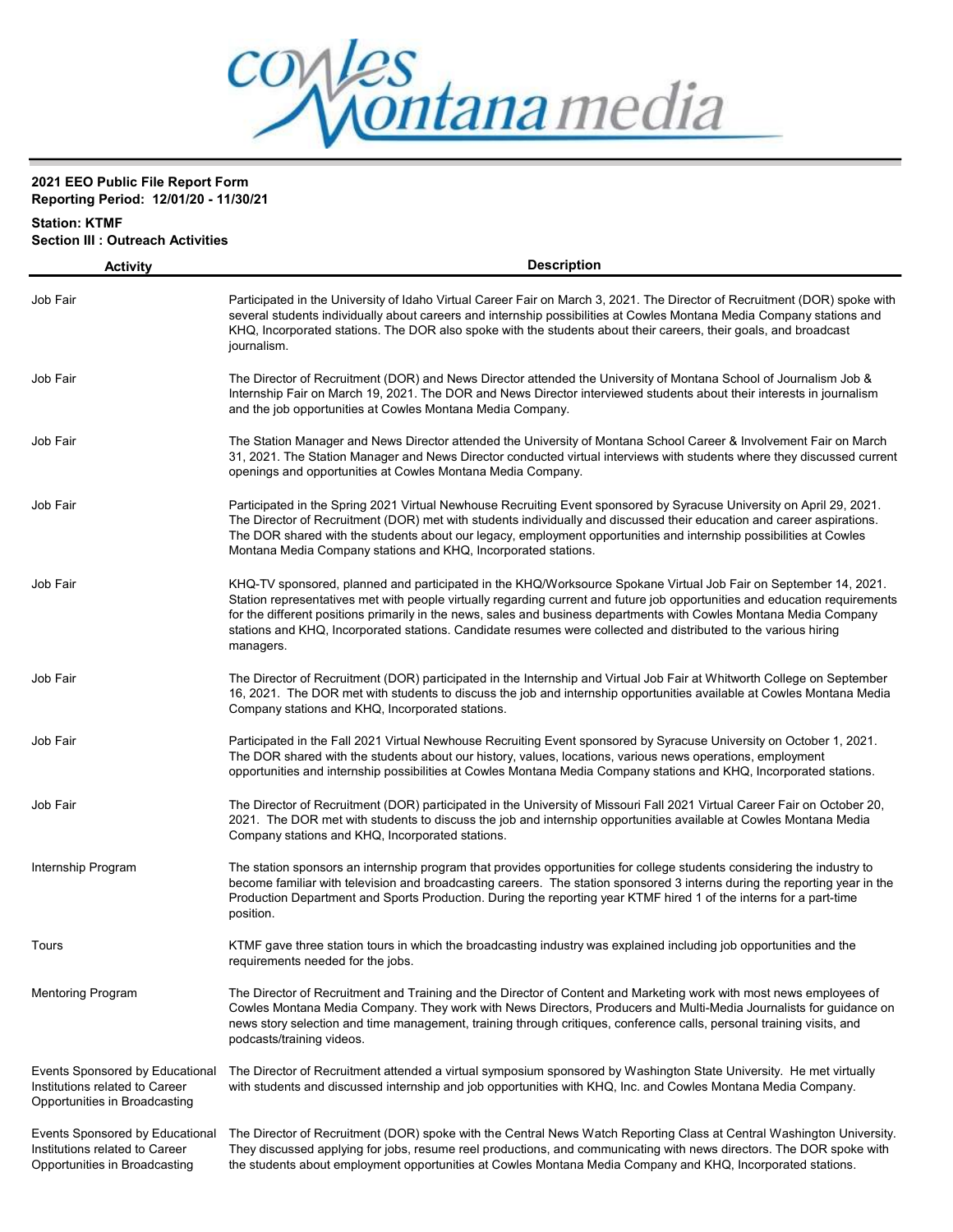**2021 EEO Public File Report Form**
**Reporting Period: 12/01/20 - 11/30/21**

**Station: KTMF**
**Section III : Outreach Activities**

| Activity | Description |
| --- | --- |
| Job Fair | Participated in the University of Idaho Virtual Career Fair on March 3, 2021. The Director of Recruitment (DOR) spoke with several students individually about careers and internship possibilities at Cowles Montana Media Company stations and KHQ, Incorporated stations. The DOR also spoke with the students about their careers, their goals, and broadcast journalism. |
| Job Fair | The Director of Recruitment (DOR) and News Director attended the University of Montana School of Journalism Job & Internship Fair on March 19, 2021. The DOR and News Director interviewed students about their interests in journalism and the job opportunities at Cowles Montana Media Company. |
| Job Fair | The Station Manager and News Director attended the University of Montana School Career & Involvement Fair on March 31, 2021. The Station Manager and News Director conducted virtual interviews with students where they discussed current openings and opportunities at Cowles Montana Media Company. |
| Job Fair | Participated in the Spring 2021 Virtual Newhouse Recruiting Event sponsored by Syracuse University on April 29, 2021. The Director of Recruitment (DOR) met with students individually and discussed their education and career aspirations. The DOR shared with the students about our legacy, employment opportunities and internship possibilities at Cowles Montana Media Company stations and KHQ, Incorporated stations. |
| Job Fair | KHQ-TV sponsored, planned and participated in the KHQ/Worksource Spokane Virtual Job Fair on September 14, 2021. Station representatives met with people virtually regarding current and future job opportunities and education requirements for the different positions primarily in the news, sales and business departments with Cowles Montana Media Company stations and KHQ, Incorporated stations. Candidate resumes were collected and distributed to the various hiring managers. |
| Job Fair | The Director of Recruitment (DOR) participated in the Internship and Virtual Job Fair at Whitworth College on September 16, 2021. The DOR met with students to discuss the job and internship opportunities available at Cowles Montana Media Company stations and KHQ, Incorporated stations. |
| Job Fair | Participated in the Fall 2021 Virtual Newhouse Recruiting Event sponsored by Syracuse University on October 1, 2021. The DOR shared with the students about our history, values, locations, various news operations, employment opportunities and internship possibilities at Cowles Montana Media Company stations and KHQ, Incorporated stations. |
| Job Fair | The Director of Recruitment (DOR) participated in the University of Missouri Fall 2021 Virtual Career Fair on October 20, 2021. The DOR met with students to discuss the job and internship opportunities available at Cowles Montana Media Company stations and KHQ, Incorporated stations. |
| Internship Program | The station sponsors an internship program that provides opportunities for college students considering the industry to become familiar with television and broadcasting careers. The station sponsored 3 interns during the reporting year in the Production Department and Sports Production. During the reporting year KTMF hired 1 of the interns for a part-time position. |
| Tours | KTMF gave three station tours in which the broadcasting industry was explained including job opportunities and the requirements needed for the jobs. |
| Mentoring Program | The Director of Recruitment and Training and the Director of Content and Marketing work with most news employees of Cowles Montana Media Company. They work with News Directors, Producers and Multi-Media Journalists for guidance on news story selection and time management, training through critiques, conference calls, personal training visits, and podcasts/training videos. |
| Events Sponsored by Educational Institutions related to Career Opportunities in Broadcasting | The Director of Recruitment attended a virtual symposium sponsored by Washington State University. He met virtually with students and discussed internship and job opportunities with KHQ, Inc. and Cowles Montana Media Company. |
| Events Sponsored by Educational Institutions related to Career Opportunities in Broadcasting | The Director of Recruitment (DOR) spoke with the Central News Watch Reporting Class at Central Washington University. They discussed applying for jobs, resume reel productions, and communicating with news directors. The DOR spoke with the students about employment opportunities at Cowles Montana Media Company and KHQ, Incorporated stations. |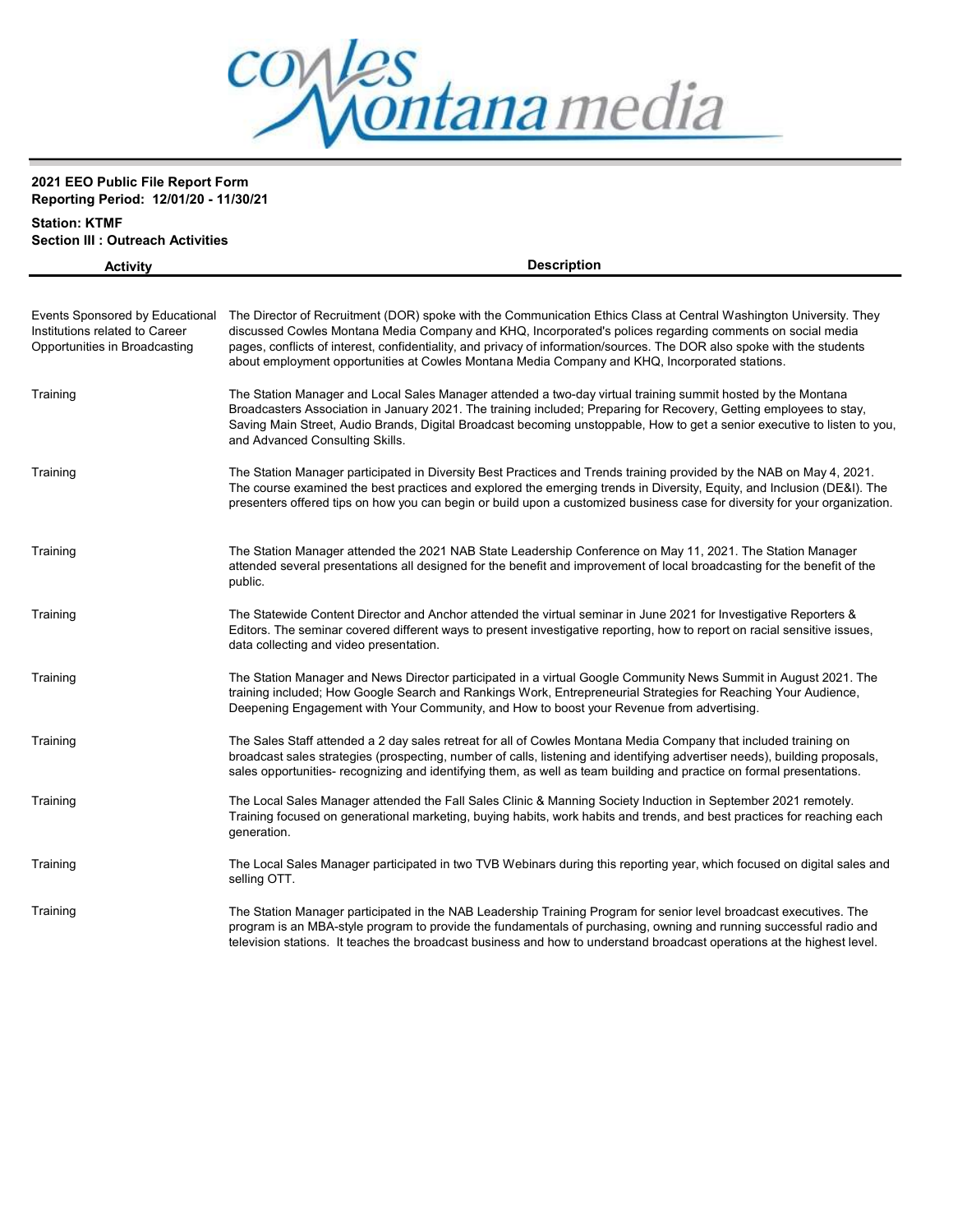**2021 EEO Public File Report Form**
**Reporting Period: 12/01/20 - 11/30/21**

**Station: KTMF**
**Section III : Outreach Activities**

| Activity | Description |
|---|---|
| Events Sponsored by Educational Institutions related to Career Opportunities in Broadcasting | The Director of Recruitment (DOR) spoke with the Communication Ethics Class at Central Washington University. They discussed Cowles Montana Media Company and KHQ, Incorporated's polices regarding comments on social media pages, conflicts of interest, confidentiality, and privacy of information/sources. The DOR also spoke with the students about employment opportunities at Cowles Montana Media Company and KHQ, Incorporated stations. |
| Training | The Station Manager and Local Sales Manager attended a two-day virtual training summit hosted by the Montana Broadcasters Association in January 2021. The training included; Preparing for Recovery, Getting employees to stay, Saving Main Street, Audio Brands, Digital Broadcast becoming unstoppable, How to get a senior executive to listen to you, and Advanced Consulting Skills. |
| Training | The Station Manager participated in Diversity Best Practices and Trends training provided by the NAB on May 4, 2021. The course examined the best practices and explored the emerging trends in Diversity, Equity, and Inclusion (DE&I). The presenters offered tips on how you can begin or build upon a customized business case for diversity for your organization. |
| Training | The Station Manager attended the 2021 NAB State Leadership Conference on May 11, 2021. The Station Manager attended several presentations all designed for the benefit and improvement of local broadcasting for the benefit of the public. |
| Training | The Statewide Content Director and Anchor attended the virtual seminar in June 2021 for Investigative Reporters & Editors. The seminar covered different ways to present investigative reporting, how to report on racial sensitive issues, data collecting and video presentation. |
| Training | The Station Manager and News Director participated in a virtual Google Community News Summit in August 2021. The training included; How Google Search and Rankings Work, Entrepreneurial Strategies for Reaching Your Audience, Deepening Engagement with Your Community, and How to boost your Revenue from advertising. |
| Training | The Sales Staff attended a 2 day sales retreat for all of Cowles Montana Media Company that included training on broadcast sales strategies (prospecting, number of calls, listening and identifying advertiser needs), building proposals, sales opportunities- recognizing and identifying them, as well as team building and practice on formal presentations. |
| Training | The Local Sales Manager attended the Fall Sales Clinic & Manning Society Induction in September 2021 remotely. Training focused on generational marketing, buying habits, work habits and trends, and best practices for reaching each generation. |
| Training | The Local Sales Manager participated in two TVB Webinars during this reporting year, which focused on digital sales and selling OTT. |
| Training | The Station Manager participated in the NAB Leadership Training Program for senior level broadcast executives. The program is an MBA-style program to provide the fundamentals of purchasing, owning and running successful radio and television stations. It teaches the broadcast business and how to understand broadcast operations at the highest level. |